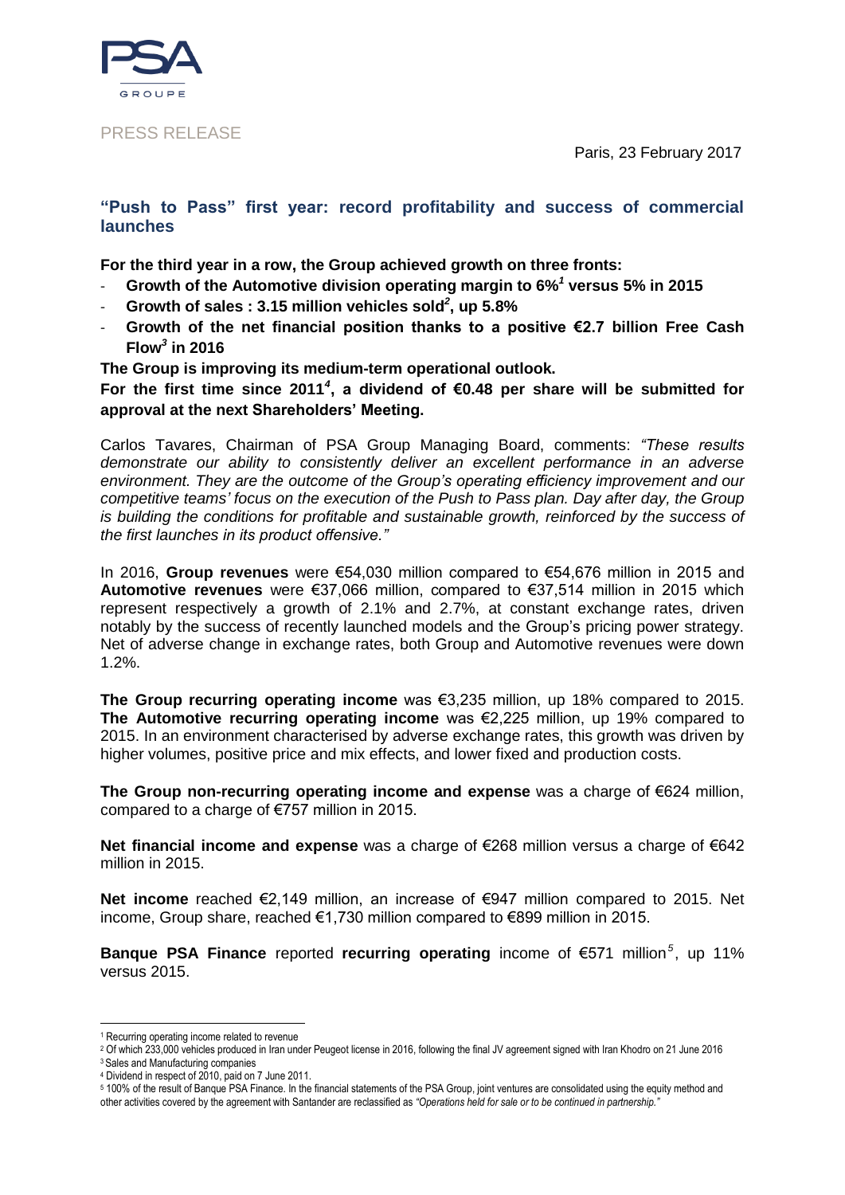PRESS RELEASE

Paris, 23 February 2017

## "Push to Pass" first year: record profitability and success of commercial launches

**For the third year in a row, the Group achieved growth on three fronts:**

- **Growth of the Automotive division operating margin to 6%[1] versus 5% in 2015**
- **Growth of sales : 3.15 million vehicles sold[2], up 5.8%**
- **Growth of the net financial position thanks to a positive €2.7 billion Free Cash Flow[3] in 2016**

**The Group is improving its medium-term operational outlook.**

**For the first time since 2011[4], a dividend of €0.48 per share will be submitted for approval at the next Shareholders' Meeting.**

Carlos Tavares, Chairman of PSA Group Managing Board, comments: *"These results demonstrate our ability to consistently deliver an excellent performance in an adverse environment. They are the outcome of the Group's operating efficiency improvement and our competitive teams' focus on the execution of the Push to Pass plan. Day after day, the Group is building the conditions for profitable and sustainable growth, reinforced by the success of the first launches in its product offensive."*

In 2016, **Group revenues** were €54,030 million compared to €54,676 million in 2015 and **Automotive revenues** were €37,066 million, compared to €37,514 million in 2015 which represent respectively a growth of 2.1% and 2.7%, at constant exchange rates, driven notably by the success of recently launched models and the Group's pricing power strategy. Net of adverse change in exchange rates, both Group and Automotive revenues were down 1.2%.

**The Group recurring operating income** was €3,235 million, up 18% compared to 2015. **The Automotive recurring operating income** was €2,225 million, up 19% compared to 2015. In an environment characterised by adverse exchange rates, this growth was driven by higher volumes, positive price and mix effects, and lower fixed and production costs.

**The Group non-recurring operating income and expense** was a charge of €624 million, compared to a charge of €757 million in 2015.

**Net financial income and expense** was a charge of €268 million versus a charge of €642 million in 2015.

**Net income** reached €2,149 million, an increase of €947 million compared to 2015. Net income, Group share, reached €1,730 million compared to €899 million in 2015.

**Banque PSA Finance** reported **recurring operating** income of €571 million[5], up 11% versus 2015.

---

[1] Recurring operating income related to revenue

[2] Of which 233,000 vehicles produced in Iran under Peugeot license in 2016, following the final JV agreement signed with Iran Khodro on 21 June 2016

[3] Sales and Manufacturing companies

[4] Dividend in respect of 2010, paid on 7 June 2011.

[5] 100% of the result of Banque PSA Finance. In the financial statements of the PSA Group, joint ventures are consolidated using the equity method and other activities covered by the agreement with Santander are reclassified as *"Operations held for sale or to be continued in partnership."*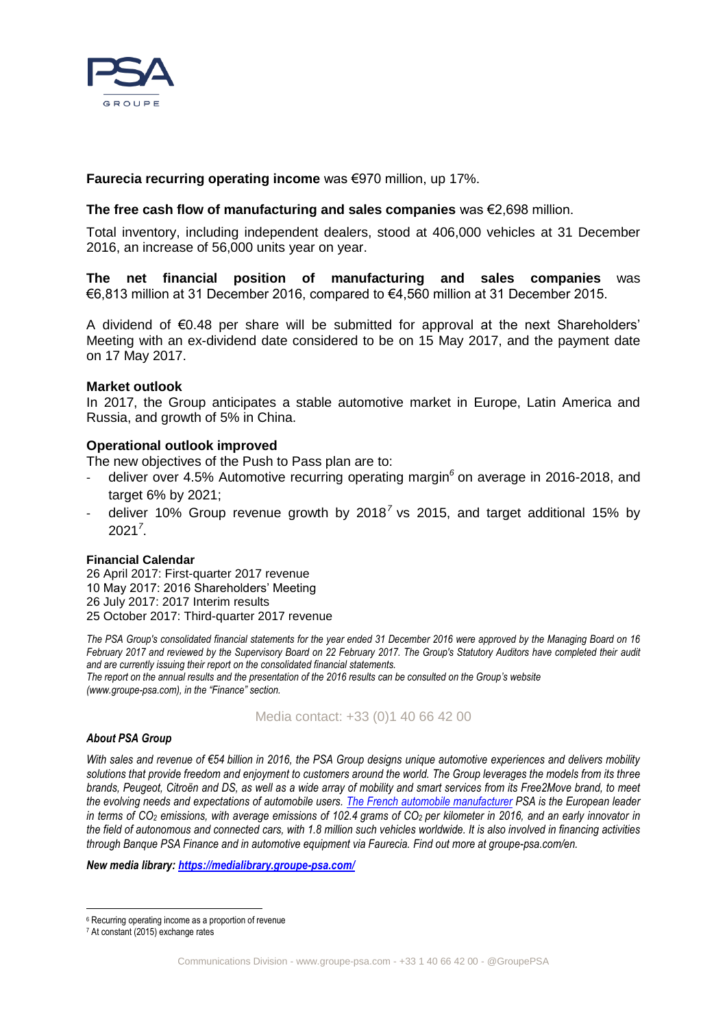**Faurecia recurring operating income** was €970 million, up 17%.

**The free cash flow of manufacturing and sales companies** was €2,698 million.

Total inventory, including independent dealers, stood at 406,000 vehicles at 31 December 2016, an increase of 56,000 units year on year.

**The net financial position of manufacturing and sales companies** was €6,813 million at 31 December 2016, compared to €4,560 million at 31 December 2015.

A dividend of €0.48 per share will be submitted for approval at the next Shareholders' Meeting with an ex-dividend date considered to be on 15 May 2017, and the payment date on 17 May 2017.

### Market outlook

In 2017, the Group anticipates a stable automotive market in Europe, Latin America and Russia, and growth of 5% in China.

### Operational outlook improved

The new objectives of the Push to Pass plan are to:

- deliver over 4.5% Automotive recurring operating margin[6] on average in 2016-2018, and target 6% by 2021;
- deliver 10% Group revenue growth by 2018[7] vs 2015, and target additional 15% by 2021[7].

#### Financial Calendar

26 April 2017: First-quarter 2017 revenue
10 May 2017: 2016 Shareholders' Meeting
26 July 2017: 2017 Interim results
25 October 2017: Third-quarter 2017 revenue

*The PSA Group's consolidated financial statements for the year ended 31 December 2016 were approved by the Managing Board on 16 February 2017 and reviewed by the Supervisory Board on 22 February 2017. The Group's Statutory Auditors have completed their audit and are currently issuing their report on the consolidated financial statements.*
*The report on the annual results and the presentation of the 2016 results can be consulted on the Group's website (www.groupe-psa.com), in the "Finance" section.*

Media contact: +33 (0)1 40 66 42 00

***About PSA Group***

*With sales and revenue of €54 billion in 2016, the PSA Group designs unique automotive experiences and delivers mobility solutions that provide freedom and enjoyment to customers around the world. The Group leverages the models from its three brands, Peugeot, Citroën and DS, as well as a wide array of mobility and smart services from its Free2Move brand, to meet the evolving needs and expectations of automobile users. The French automobile manufacturer PSA is the European leader in terms of $CO_2$ emissions, with average emissions of 102.4 grams of $CO_2$ per kilometer in 2016, and an early innovator in the field of autonomous and connected cars, with 1.8 million such vehicles worldwide. It is also involved in financing activities through Banque PSA Finance and in automotive equipment via Faurecia. Find out more at groupe-psa.com/en.*

***New media library: https://medialibrary.groupe-psa.com/***

---

[6] Recurring operating income as a proportion of revenue
[7] At constant (2015) exchange rates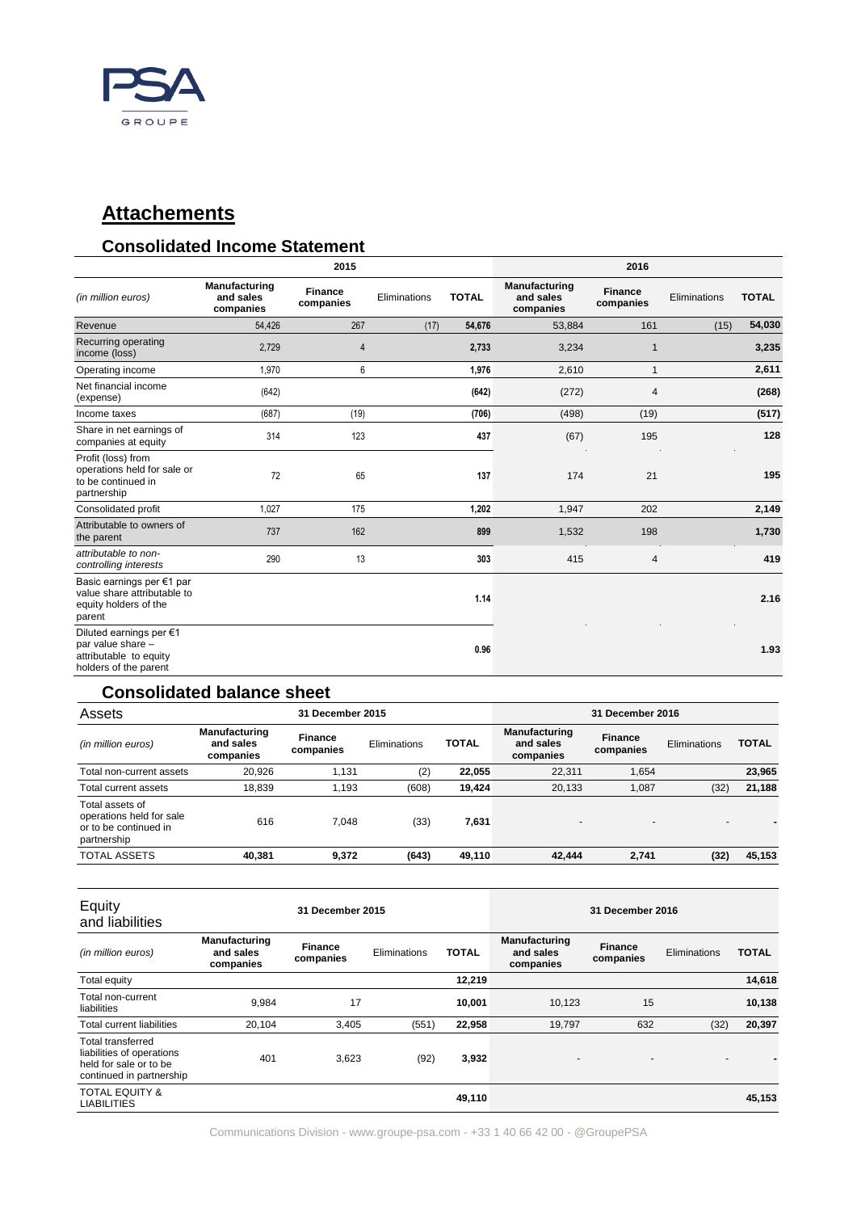## Attachements

### Consolidated Income Statement

| | 2015 | | | | 2016 | | | |
|---|---|---|---|---|---|---|---|---|
| *(in million euros)* | **Manufacturing and sales companies** | **Finance companies** | Eliminations | **TOTAL** | **Manufacturing and sales companies** | **Finance companies** | Eliminations | **TOTAL** |
| Revenue | 54,426 | 267 | (17) | **54,676** | 53,884 | 161 | (15) | **54,030** |
| Recurring operating income (loss) | 2,729 | 4 | | **2,733** | 3,234 | 1 | | **3,235** |
| Operating income | 1,970 | 6 | | **1,976** | 2,610 | 1 | | **2,611** |
| Net financial income (expense) | (642) | | | **(642)** | (272) | 4 | | **(268)** |
| Income taxes | (687) | (19) | | **(706)** | (498) | (19) | | **(517)** |
| Share in net earnings of companies at equity | 314 | 123 | | **437** | (67) | 195 | | **128** |
| Profit (loss) from operations held for sale or to be continued in partnership | 72 | 65 | | **137** | 174 | 21 | | **195** |
| Consolidated profit | 1,027 | 175 | | **1,202** | 1,947 | 202 | | **2,149** |
| Attributable to owners of the parent | 737 | 162 | | **899** | 1,532 | 198 | | **1,730** |
| *attributable to non-controlling interests* | 290 | 13 | | **303** | 415 | 4 | | **419** |
| Basic earnings per €1 par value share attributable to equity holders of the parent | | | | **1.14** | | | | **2.16** |
| Diluted earnings per €1 par value share – attributable to equity holders of the parent | | | | **0.96** | | | | **1.93** |

### Consolidated balance sheet

| Assets | 31 December 2015 | | | | 31 December 2016 | | | |
|---|---|---|---|---|---|---|---|---|
| *(in million euros)* | **Manufacturing and sales companies** | **Finance companies** | Eliminations | **TOTAL** | **Manufacturing and sales companies** | **Finance companies** | Eliminations | **TOTAL** |
| Total non-current assets | 20,926 | 1,131 | (2) | **22,055** | 22,311 | 1,654 | | **23,965** |
| Total current assets | 18,839 | 1,193 | (608) | **19,424** | 20,133 | 1,087 | (32) | **21,188** |
| Total assets of operations held for sale or to be continued in partnership | 616 | 7,048 | (33) | **7,631** | - | - | - | **-** |
| TOTAL ASSETS | **40,381** | **9,372** | **(643)** | **49,110** | **42,444** | **2,741** | **(32)** | **45,153** |

| Equity and liabilities | 31 December 2015 | | | | 31 December 2016 | | | |
|---|---|---|---|---|---|---|---|---|
| *(in million euros)* | **Manufacturing and sales companies** | **Finance companies** | Eliminations | **TOTAL** | **Manufacturing and sales companies** | **Finance companies** | Eliminations | **TOTAL** |
| Total equity | | | | **12,219** | | | | **14,618** |
| Total non-current liabilities | 9,984 | 17 | | **10,001** | 10,123 | 15 | | **10,138** |
| Total current liabilities | 20,104 | 3,405 | (551) | **22,958** | 19,797 | 632 | (32) | **20,397** |
| Total transferred liabilities of operations held for sale or to be continued in partnership | 401 | 3,623 | (92) | **3,932** | - | - | - | **-** |
| TOTAL EQUITY & LIABILITIES | | | | **49,110** | | | | **45,153** |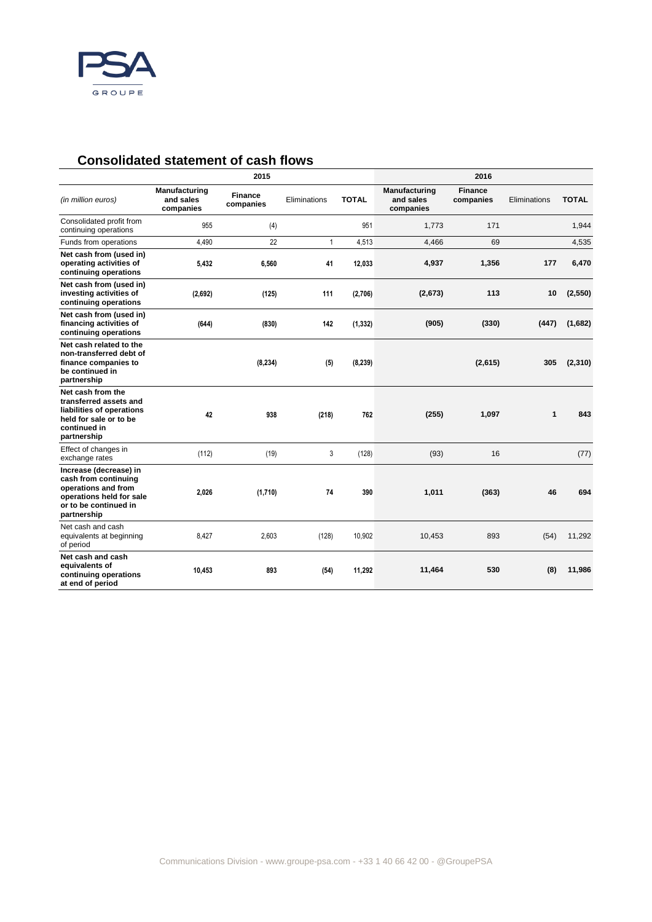## Consolidated statement of cash flows

| | 2015 | | | | 2016 | | | |
|---|---|---|---|---|---|---|---|---|
| *(in million euros)* | **Manufacturing and sales companies** | **Finance companies** | Eliminations | **TOTAL** | **Manufacturing and sales companies** | **Finance companies** | Eliminations | **TOTAL** |
| Consolidated profit from continuing operations | 955 | (4) | | 951 | 1,773 | 171 | | 1,944 |
| Funds from operations | 4,490 | 22 | 1 | 4,513 | 4,466 | 69 | | 4,535 |
| **Net cash from (used in) operating activities of continuing operations** | **5,432** | **6,560** | **41** | **12,033** | **4,937** | **1,356** | **177** | **6,470** |
| **Net cash from (used in) investing activities of continuing operations** | **(2,692)** | **(125)** | **111** | **(2,706)** | **(2,673)** | **113** | **10** | **(2,550)** |
| **Net cash from (used in) financing activities of continuing operations** | **(644)** | **(830)** | **142** | **(1,332)** | **(905)** | **(330)** | **(447)** | **(1,682)** |
| **Net cash related to the non-transferred debt of finance companies to be continued in partnership** | | **(8,234)** | **(5)** | **(8,239)** | | **(2,615)** | **305** | **(2,310)** |
| **Net cash from the transferred assets and liabilities of operations held for sale or to be continued in partnership** | **42** | **938** | **(218)** | **762** | **(255)** | **1,097** | **1** | **843** |
| Effect of changes in exchange rates | (112) | (19) | 3 | (128) | (93) | 16 | | (77) |
| **Increase (decrease) in cash from continuing operations and from operations held for sale or to be continued in partnership** | **2,026** | **(1,710)** | **74** | **390** | **1,011** | **(363)** | **46** | **694** |
| Net cash and cash equivalents at beginning of period | 8,427 | 2,603 | (128) | 10,902 | 10,453 | 893 | (54) | 11,292 |
| **Net cash and cash equivalents of continuing operations at end of period** | **10,453** | **893** | **(54)** | **11,292** | **11,464** | **530** | **(8)** | **11,986** |